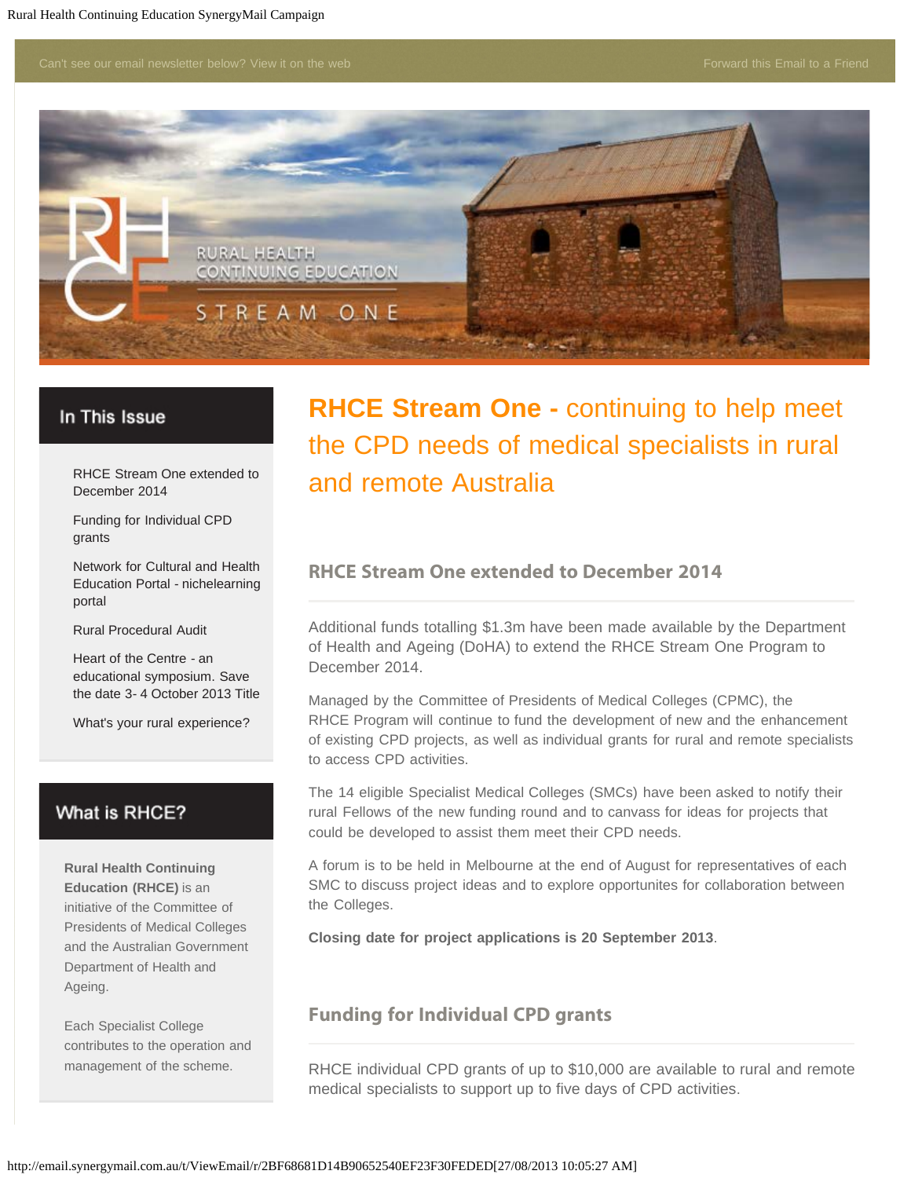Can't see our email newsletter below? View it on the web

Forward this Email to a Friend

RURAL HEALTH CONTINUING EDUCATION

STREAM ONE

## In This Issue

- RHCE Stream One extended to December 2014
- Funding for Individual CPD grants
- Network for Cultural and Health Education Portal - nichelearning portal
- Rural Procedural Audit
- Heart of the Centre - an educational symposium. Save the date 3- 4 October 2013 Title
- What's your rural experience?

## What is RHCE?

**Rural Health Continuing Education (RHCE)** is an initiative of the Committee of Presidents of Medical Colleges and the Australian Government Department of Health and Ageing.

Each Specialist College contributes to the operation and management of the scheme.

# RHCE Stream One - continuing to help meet the CPD needs of medical specialists in rural and remote Australia

## RHCE Stream One extended to December 2014

Additional funds totalling $1.3m have been made available by the Department of Health and Ageing (DoHA) to extend the RHCE Stream One Program to December 2014.

Managed by the Committee of Presidents of Medical Colleges (CPMC), the RHCE Program will continue to fund the development of new and the enhancement of existing CPD projects, as well as individual grants for rural and remote specialists to access CPD activities.

The 14 eligible Specialist Medical Colleges (SMCs) have been asked to notify their rural Fellows of the new funding round and to canvass for ideas for projects that could be developed to assist them meet their CPD needs.

A forum is to be held in Melbourne at the end of August for representatives of each SMC to discuss project ideas and to explore opportunites for collaboration between the Colleges.

**Closing date for project applications is 20 September 2013**.

## Funding for Individual CPD grants

RHCE individual CPD grants of up to $10,000 are available to rural and remote medical specialists to support up to five days of CPD activities.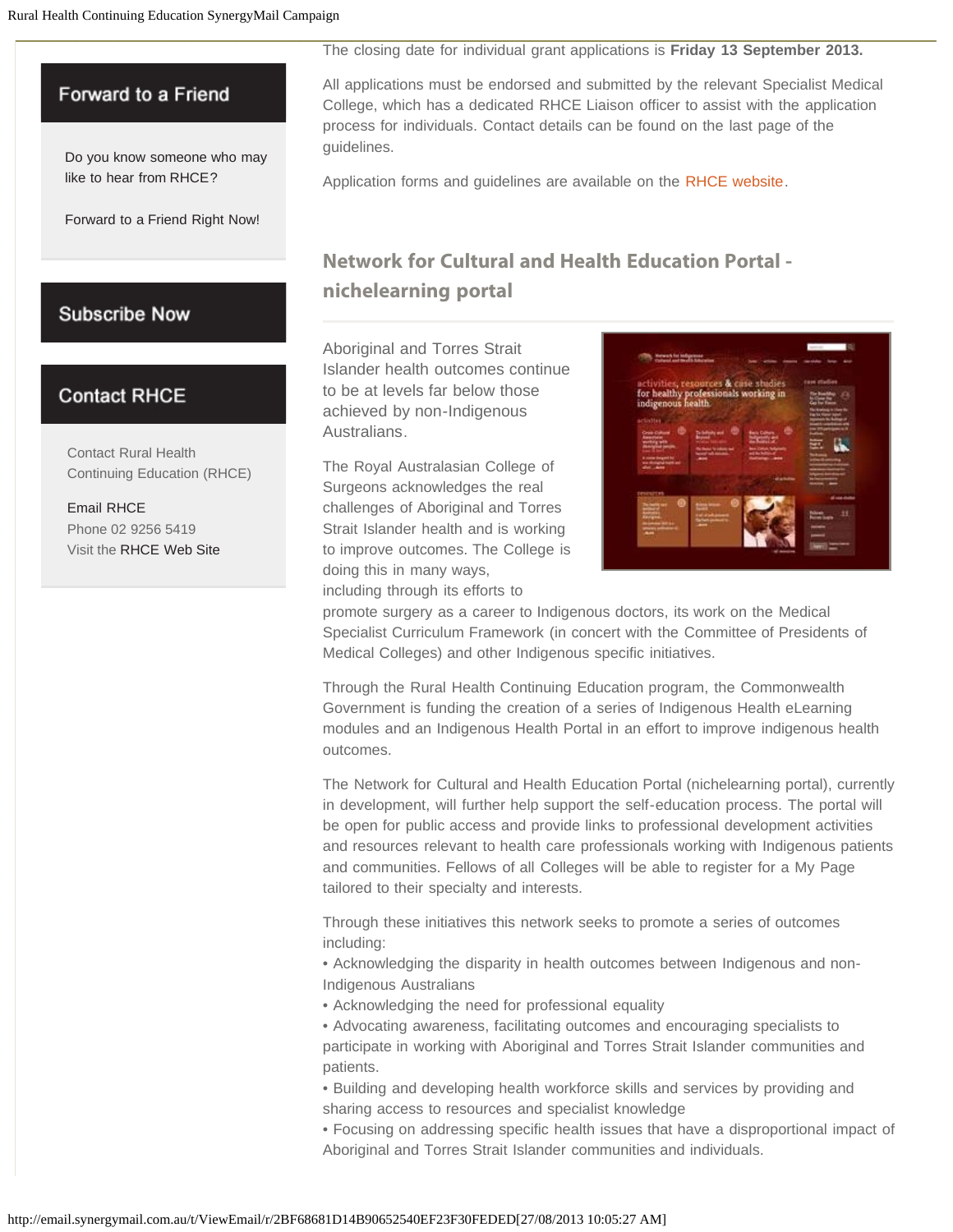## Forward to a Friend

Do you know someone who may like to hear from RHCE?

Forward to a Friend Right Now!

## Subscribe Now

## Contact RHCE

Contact Rural Health Continuing Education (RHCE)

Email RHCE
Phone 02 9256 5419
Visit the RHCE Web Site

The closing date for individual grant applications is **Friday 13 September 2013.**

All applications must be endorsed and submitted by the relevant Specialist Medical College, which has a dedicated RHCE Liaison officer to assist with the application process for individuals. Contact details can be found on the last page of the guidelines.

Application forms and guidelines are available on the RHCE website.

## Network for Cultural and Health Education Portal - nichelearning portal

Aboriginal and Torres Strait Islander health outcomes continue to be at levels far below those achieved by non-Indigenous Australians.

The Royal Australasian College of Surgeons acknowledges the real challenges of Aboriginal and Torres Strait Islander health and is working to improve outcomes. The College is doing this in many ways, including through its efforts to promote surgery as a career to Indigenous doctors, its work on the Medical Specialist Curriculum Framework (in concert with the Committee of Presidents of Medical Colleges) and other Indigenous specific initiatives.

Through the Rural Health Continuing Education program, the Commonwealth Government is funding the creation of a series of Indigenous Health eLearning modules and an Indigenous Health Portal in an effort to improve indigenous health outcomes.

The Network for Cultural and Health Education Portal (nichelearning portal), currently in development, will further help support the self-education process. The portal will be open for public access and provide links to professional development activities and resources relevant to health care professionals working with Indigenous patients and communities. Fellows of all Colleges will be able to register for a My Page tailored to their specialty and interests.

Through these initiatives this network seeks to promote a series of outcomes including:

- Acknowledging the disparity in health outcomes between Indigenous and non-Indigenous Australians
- Acknowledging the need for professional equality
- Advocating awareness, facilitating outcomes and encouraging specialists to participate in working with Aboriginal and Torres Strait Islander communities and patients.
- Building and developing health workforce skills and services by providing and sharing access to resources and specialist knowledge
- Focusing on addressing specific health issues that have a disproportional impact of Aboriginal and Torres Strait Islander communities and individuals.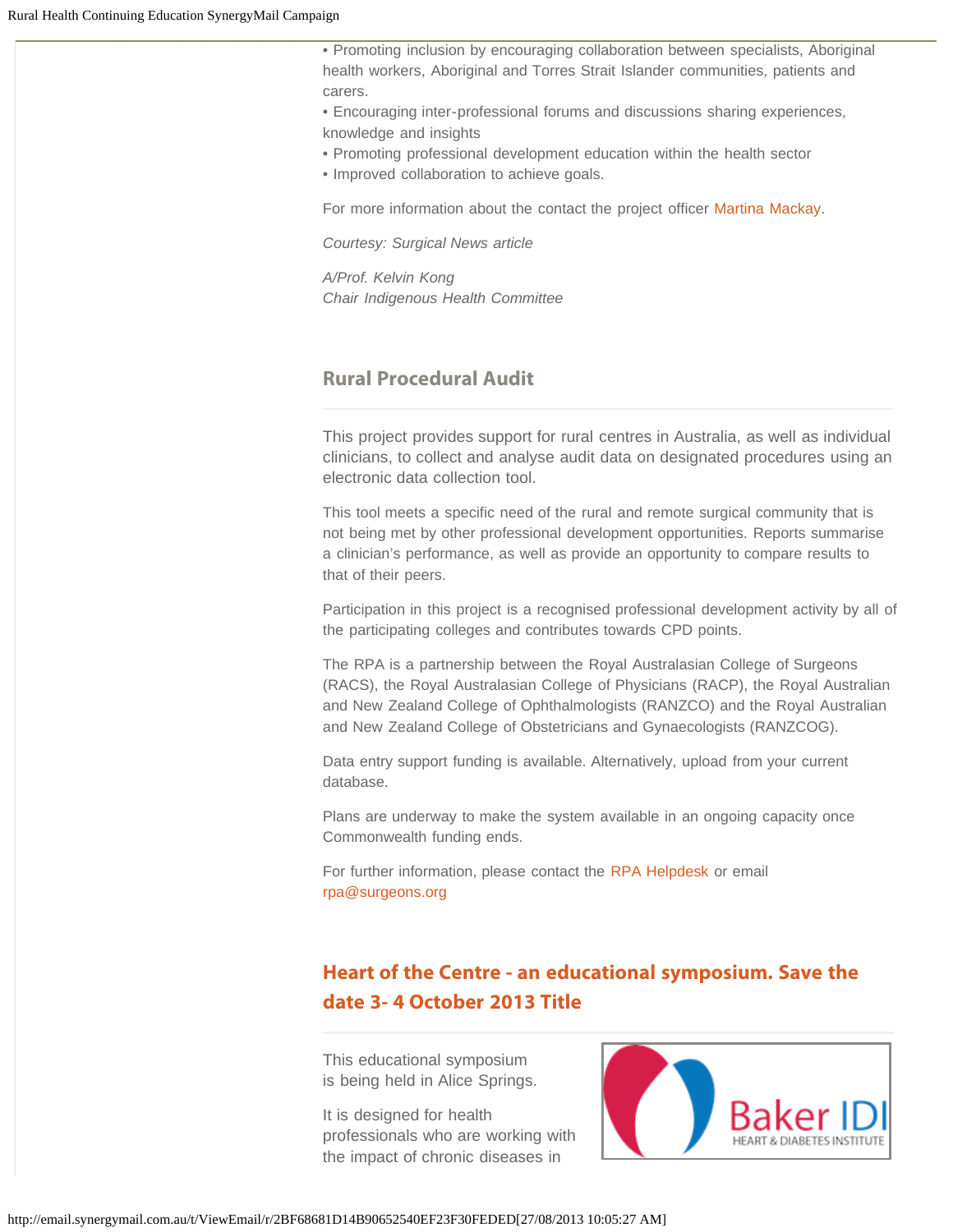• Promoting inclusion by encouraging collaboration between specialists, Aboriginal health workers, Aboriginal and Torres Strait Islander communities, patients and carers.
• Encouraging inter-professional forums and discussions sharing experiences, knowledge and insights
• Promoting professional development education within the health sector
• Improved collaboration to achieve goals.

For more information about the contact the project officer Martina Mackay.

*Courtesy: Surgical News article*

*A/Prof. Kelvin Kong*
*Chair Indigenous Health Committee*

## Rural Procedural Audit

This project provides support for rural centres in Australia, as well as individual clinicians, to collect and analyse audit data on designated procedures using an electronic data collection tool.

This tool meets a specific need of the rural and remote surgical community that is not being met by other professional development opportunities. Reports summarise a clinician's performance, as well as provide an opportunity to compare results to that of their peers.

Participation in this project is a recognised professional development activity by all of the participating colleges and contributes towards CPD points.

The RPA is a partnership between the Royal Australasian College of Surgeons (RACS), the Royal Australasian College of Physicians (RACP), the Royal Australian and New Zealand College of Ophthalmologists (RANZCO) and the Royal Australian and New Zealand College of Obstetricians and Gynaecologists (RANZCOG).

Data entry support funding is available. Alternatively, upload from your current database.

Plans are underway to make the system available in an ongoing capacity once Commonwealth funding ends.

For further information, please contact the RPA Helpdesk or email rpa@surgeons.org

## Heart of the Centre - an educational symposium. Save the date 3- 4 October 2013 Title

This educational symposium is being held in Alice Springs.

It is designed for health professionals who are working with the impact of chronic diseases in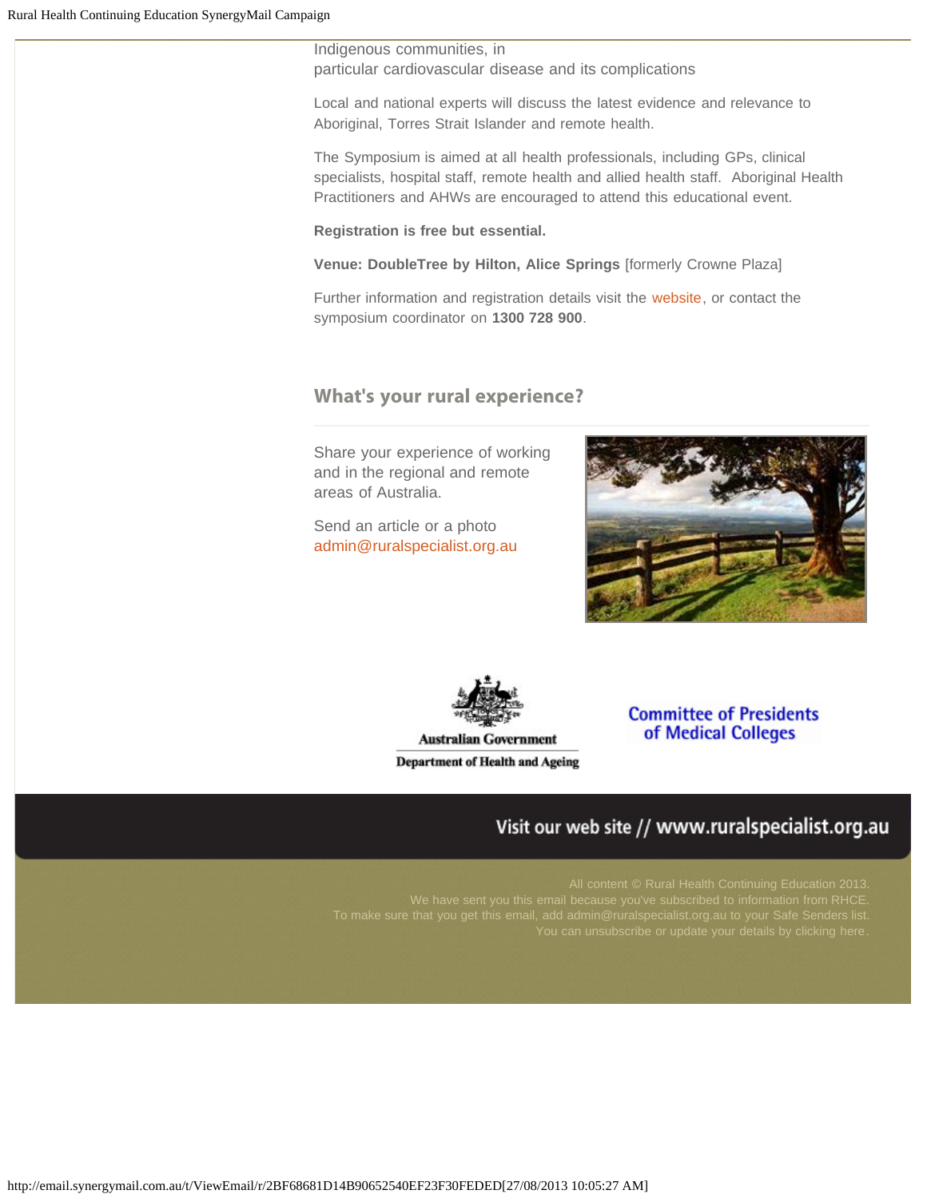Indigenous communities, in particular cardiovascular disease and its complications

Local and national experts will discuss the latest evidence and relevance to Aboriginal, Torres Strait Islander and remote health.

The Symposium is aimed at all health professionals, including GPs, clinical specialists, hospital staff, remote health and allied health staff. Aboriginal Health Practitioners and AHWs are encouraged to attend this educational event.

**Registration is free but essential.**

**Venue: DoubleTree by Hilton, Alice Springs** [formerly Crowne Plaza]

Further information and registration details visit the website, or contact the symposium coordinator on **1300 728 900**.

## What's your rural experience?

Share your experience of working and in the regional and remote areas of Australia.

Send an article or a photo admin@ruralspecialist.org.au

Australian Government
Department of Health and Ageing

Committee of Presidents of Medical Colleges

Visit our web site // www.ruralspecialist.org.au

All content © Rural Health Continuing Education 2013.
We have sent you this email because you've subscribed to information from RHCE.
To make sure that you get this email, add admin@ruralspecialist.org.au to your Safe Senders list.
You can unsubscribe or update your details by clicking here.